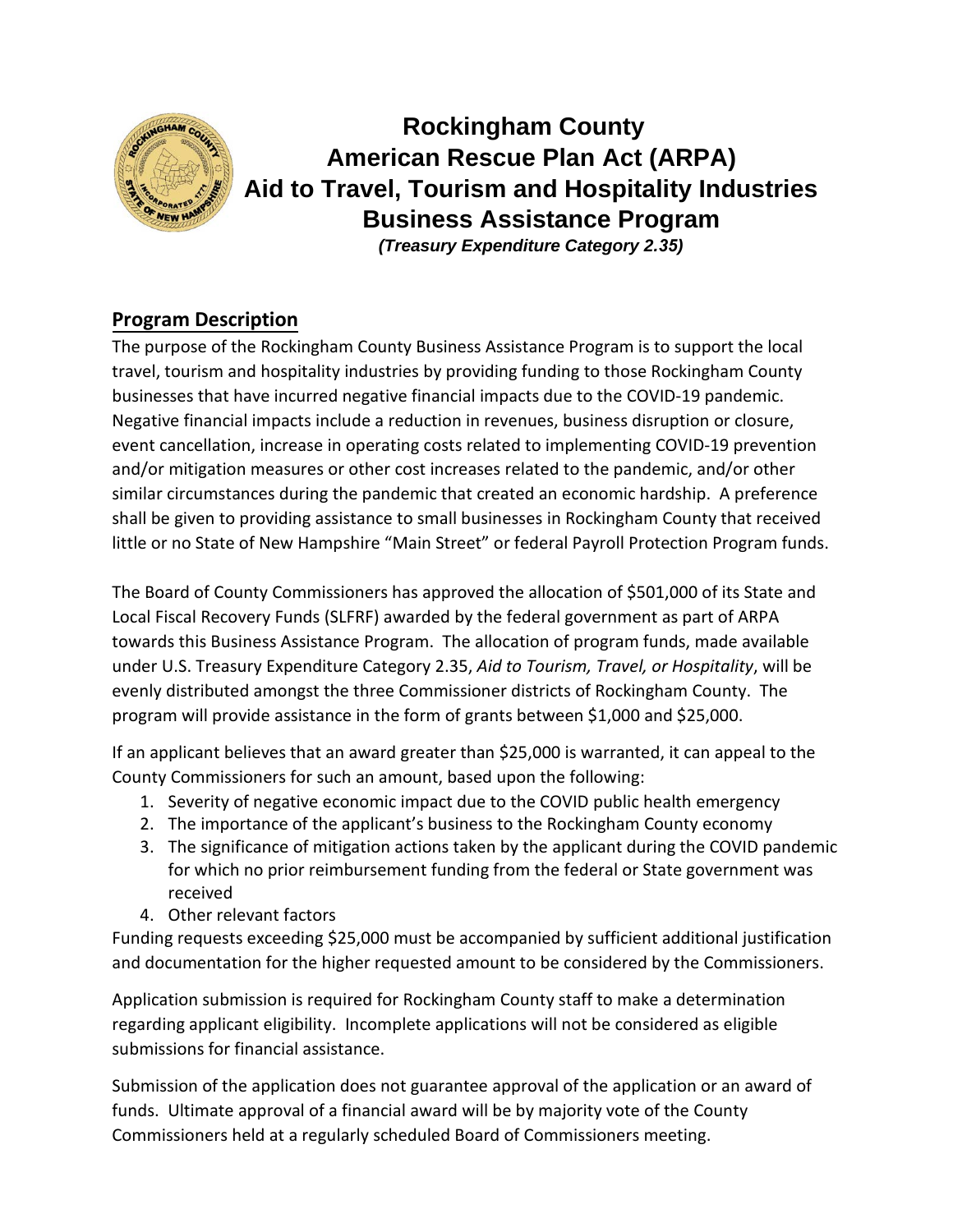# Rockingham County
# American Rescue Plan Act (ARPA)
# Aid to Travel, Tourism and Hospitality Industries
# Business Assistance Program

***(Treasury Expenditure Category 2.35)***

## Program Description

The purpose of the Rockingham County Business Assistance Program is to support the local travel, tourism and hospitality industries by providing funding to those Rockingham County businesses that have incurred negative financial impacts due to the COVID-19 pandemic. Negative financial impacts include a reduction in revenues, business disruption or closure, event cancellation, increase in operating costs related to implementing COVID-19 prevention and/or mitigation measures or other cost increases related to the pandemic, and/or other similar circumstances during the pandemic that created an economic hardship. A preference shall be given to providing assistance to small businesses in Rockingham County that received little or no State of New Hampshire "Main Street" or federal Payroll Protection Program funds.

The Board of County Commissioners has approved the allocation of $501,000 of its State and Local Fiscal Recovery Funds (SLFRF) awarded by the federal government as part of ARPA towards this Business Assistance Program. The allocation of program funds, made available under U.S. Treasury Expenditure Category 2.35, *Aid to Tourism, Travel, or Hospitality*, will be evenly distributed amongst the three Commissioner districts of Rockingham County. The program will provide assistance in the form of grants between $1,000 and $25,000.

If an applicant believes that an award greater than $25,000 is warranted, it can appeal to the County Commissioners for such an amount, based upon the following:

1. Severity of negative economic impact due to the COVID public health emergency
2. The importance of the applicant's business to the Rockingham County economy
3. The significance of mitigation actions taken by the applicant during the COVID pandemic for which no prior reimbursement funding from the federal or State government was received
4. Other relevant factors

Funding requests exceeding $25,000 must be accompanied by sufficient additional justification and documentation for the higher requested amount to be considered by the Commissioners.

Application submission is required for Rockingham County staff to make a determination regarding applicant eligibility. Incomplete applications will not be considered as eligible submissions for financial assistance.

Submission of the application does not guarantee approval of the application or an award of funds. Ultimate approval of a financial award will be by majority vote of the County Commissioners held at a regularly scheduled Board of Commissioners meeting.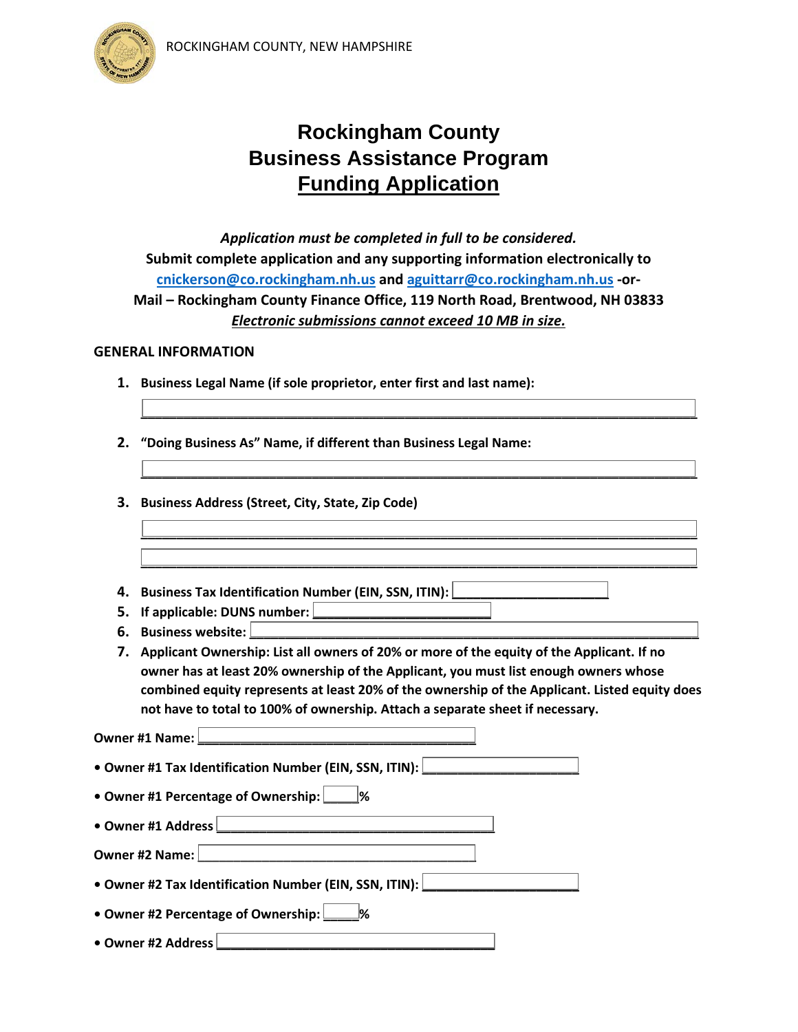ROCKINGHAM COUNTY, NEW HAMPSHIRE

# Rockingham County
# Business Assistance Program
# Funding Application

***Application must be completed in full to be considered.***

**Submit complete application and any supporting information electronically to cnickerson@co.rockingham.nh.us and aguittarr@co.rockingham.nh.us -or-**

**Mail – Rockingham County Finance Office, 119 North Road, Brentwood, NH 03833**

***Electronic submissions cannot exceed 10 MB in size.***

## GENERAL INFORMATION

1. **Business Legal Name (if sole proprietor, enter first and last name):**

   ________________________________________________________________

2. **"Doing Business As" Name, if different than Business Legal Name:**

   ________________________________________________________________

3. **Business Address (Street, City, State, Zip Code)**

   ________________________________________________________________

   ________________________________________________________________

4. **Business Tax Identification Number (EIN, SSN, ITIN):** ____________________
5. **If applicable: DUNS number:** ______________________
6. **Business website:** ________________________________________________________
7. **Applicant Ownership: List all owners of 20% or more of the equity of the Applicant. If no owner has at least 20% ownership of the Applicant, you must list enough owners whose combined equity represents at least 20% of the ownership of the Applicant. Listed equity does not have to total to 100% of ownership. Attach a separate sheet if necessary.**

**Owner #1 Name:** ____________________________________

- **Owner #1 Tax Identification Number (EIN, SSN, ITIN):** ____________________
- **Owner #1 Percentage of Ownership:** _____%
- **Owner #1 Address** ____________________________________

**Owner #2 Name:** ____________________________________

- **Owner #2 Tax Identification Number (EIN, SSN, ITIN):** ____________________
- **Owner #2 Percentage of Ownership:** _____%
- **Owner #2 Address** ____________________________________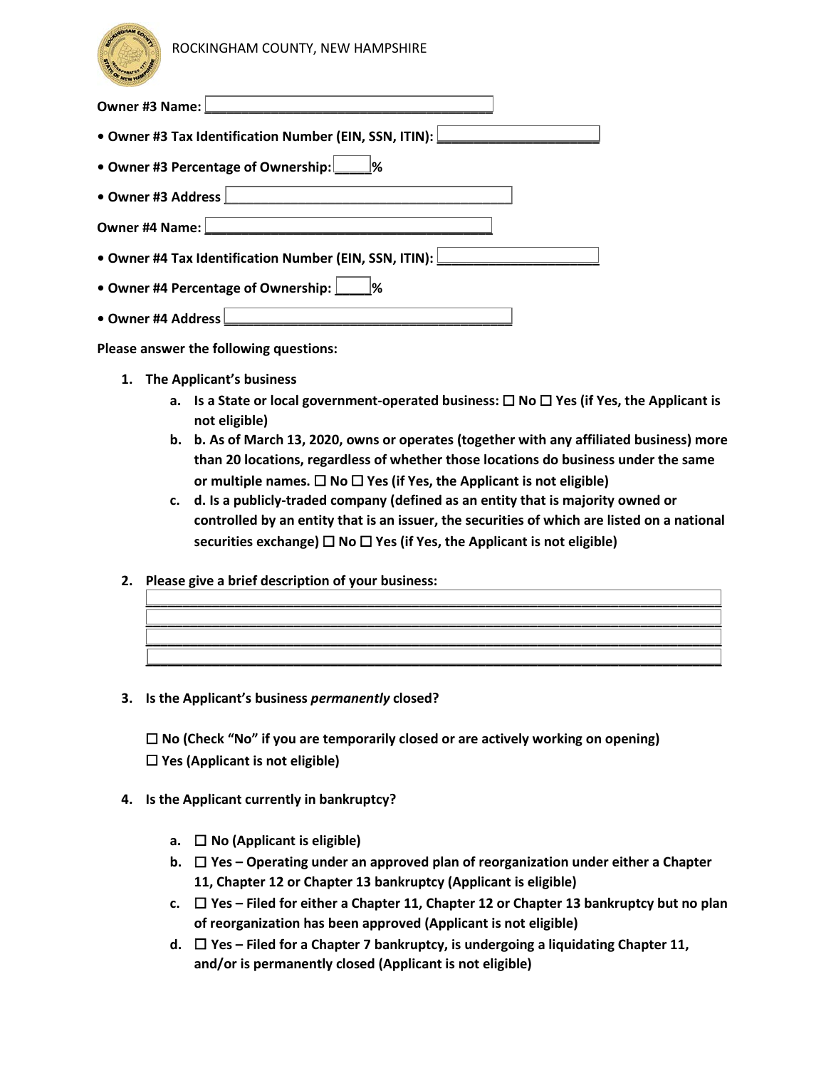ROCKINGHAM COUNTY, NEW HAMPSHIRE

**Owner #3 Name:** ________________________________________

- **Owner #3 Tax Identification Number (EIN, SSN, ITIN):** ______________________
- **Owner #3 Percentage of Ownership:** _____%
- **Owner #3 Address** ________________________________________

**Owner #4 Name:** ________________________________________

- **Owner #4 Tax Identification Number (EIN, SSN, ITIN):** ______________________
- **Owner #4 Percentage of Ownership:** _____%
- **Owner #4 Address** ________________________________________

**Please answer the following questions:**

1. **The Applicant's business**
   a. **Is a State or local government-operated business: ☐ No ☐ Yes (if Yes, the Applicant is not eligible)**
   b. **b. As of March 13, 2020, owns or operates (together with any affiliated business) more than 20 locations, regardless of whether those locations do business under the same or multiple names. ☐ No ☐ Yes (if Yes, the Applicant is not eligible)**
   c. **d. Is a publicly-traded company (defined as an entity that is majority owned or controlled by an entity that is an issuer, the securities of which are listed on a national securities exchange) ☐ No ☐ Yes (if Yes, the Applicant is not eligible)**

2. **Please give a brief description of your business:**

   ________________________________________________________________________
   ________________________________________________________________________
   ________________________________________________________________________
   ________________________________________________________________________

3. **Is the Applicant's business *permanently* closed?**

   **☐ No (Check "No" if you are temporarily closed or are actively working on opening)**
   **☐ Yes (Applicant is not eligible)**

4. **Is the Applicant currently in bankruptcy?**

   a. **☐ No (Applicant is eligible)**
   b. **☐ Yes – Operating under an approved plan of reorganization under either a Chapter 11, Chapter 12 or Chapter 13 bankruptcy (Applicant is eligible)**
   c. **☐ Yes – Filed for either a Chapter 11, Chapter 12 or Chapter 13 bankruptcy but no plan of reorganization has been approved (Applicant is not eligible)**
   d. **☐ Yes – Filed for a Chapter 7 bankruptcy, is undergoing a liquidating Chapter 11, and/or is permanently closed (Applicant is not eligible)**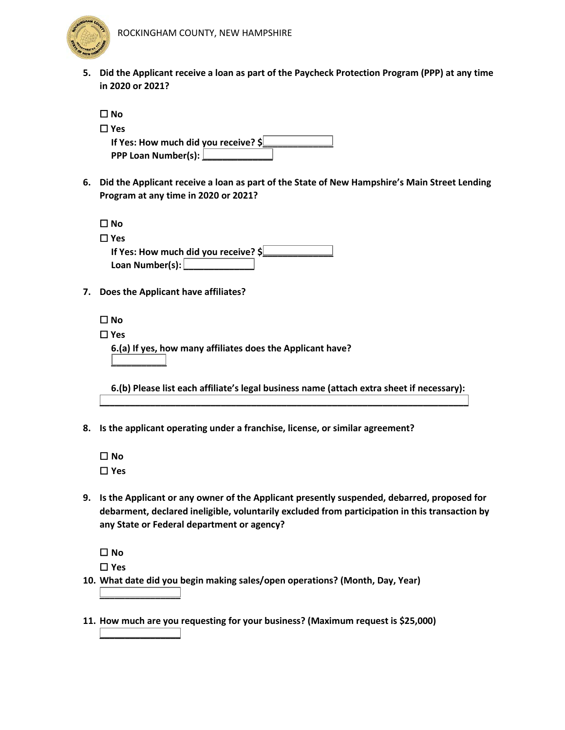**5. Did the Applicant receive a loan as part of the Paycheck Protection Program (PPP) at any time in 2020 or 2021?**

☐ **No**

☐ **Yes**

**If Yes: How much did you receive? $**______________

**PPP Loan Number(s):** ______________

**6. Did the Applicant receive a loan as part of the State of New Hampshire's Main Street Lending Program at any time in 2020 or 2021?**

☐ **No**

☐ **Yes**

**If Yes: How much did you receive? $**______________

**Loan Number(s):** ______________

**7. Does the Applicant have affiliates?**

☐ **No**

☐ **Yes**

**6.(a) If yes, how many affiliates does the Applicant have?**

___________

**6.(b) Please list each affiliate's legal business name (attach extra sheet if necessary):**

_______________________________________________________________________________

**8. Is the applicant operating under a franchise, license, or similar agreement?**

☐ **No**

☐ **Yes**

**9. Is the Applicant or any owner of the Applicant presently suspended, debarred, proposed for debarment, declared ineligible, voluntarily excluded from participation in this transaction by any State or Federal department or agency?**

☐ **No**

☐ **Yes**

**10. What date did you begin making sales/open operations? (Month, Day, Year)**

________________

**11. How much are you requesting for your business? (Maximum request is $25,000)**

________________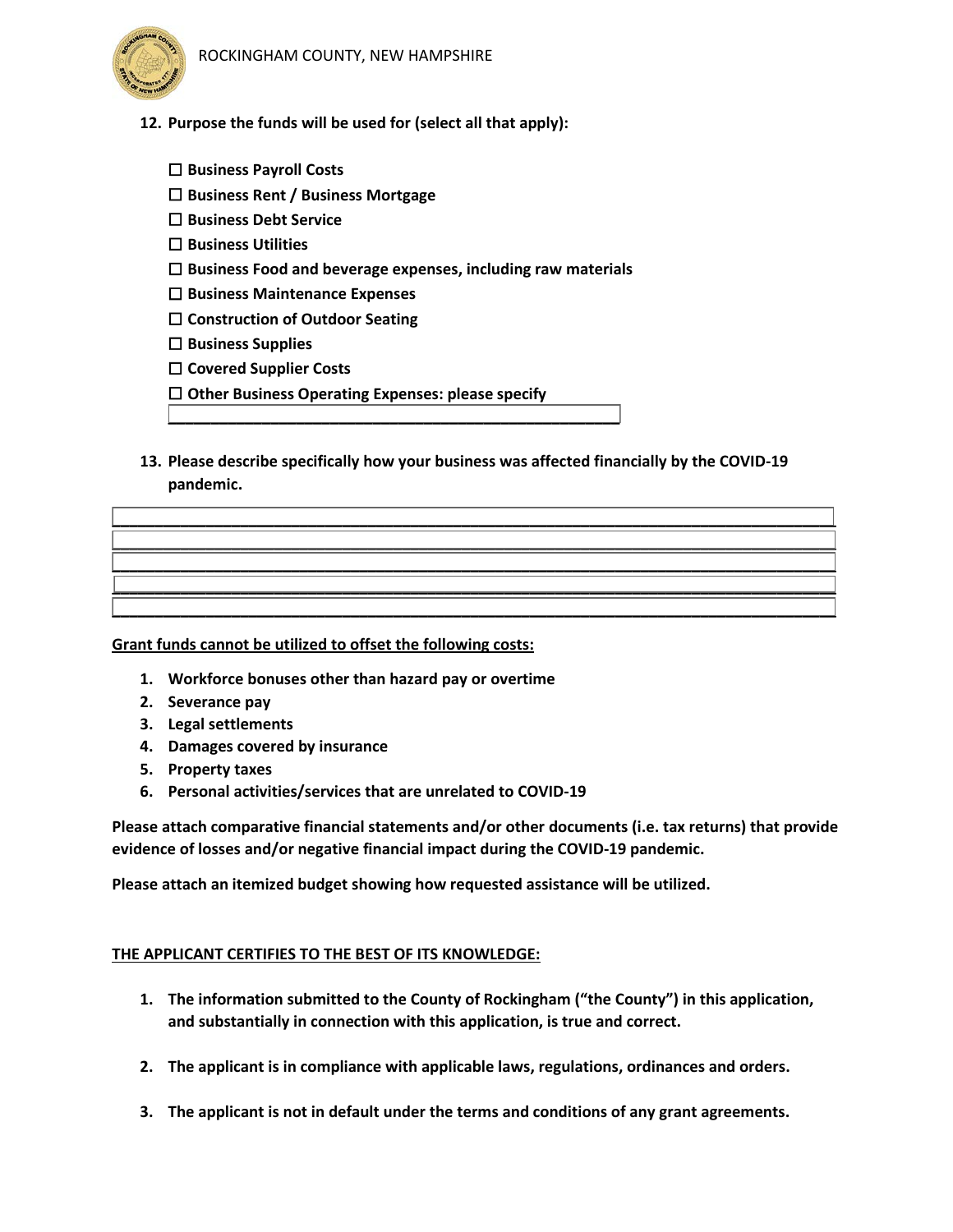**12. Purpose the funds will be used for (select all that apply):**

- ☐ **Business Payroll Costs**
- ☐ **Business Rent / Business Mortgage**
- ☐ **Business Debt Service**
- ☐ **Business Utilities**
- ☐ **Business Food and beverage expenses, including raw materials**
- ☐ **Business Maintenance Expenses**
- ☐ **Construction of Outdoor Seating**
- ☐ **Business Supplies**
- ☐ **Covered Supplier Costs**
- ☐ **Other Business Operating Expenses: please specify** ______________________________

**13. Please describe specifically how your business was affected financially by the COVID-19 pandemic.**

______________________________________________________________________________

______________________________________________________________________________

______________________________________________________________________________

______________________________________________________________________________

______________________________________________________________________________

**Grant funds cannot be utilized to offset the following costs:**

1. **Workforce bonuses other than hazard pay or overtime**
2. **Severance pay**
3. **Legal settlements**
4. **Damages covered by insurance**
5. **Property taxes**
6. **Personal activities/services that are unrelated to COVID-19**

**Please attach comparative financial statements and/or other documents (i.e. tax returns) that provide evidence of losses and/or negative financial impact during the COVID-19 pandemic.**

**Please attach an itemized budget showing how requested assistance will be utilized.**

**THE APPLICANT CERTIFIES TO THE BEST OF ITS KNOWLEDGE:**

1. **The information submitted to the County of Rockingham ("the County") in this application, and substantially in connection with this application, is true and correct.**
2. **The applicant is in compliance with applicable laws, regulations, ordinances and orders.**
3. **The applicant is not in default under the terms and conditions of any grant agreements.**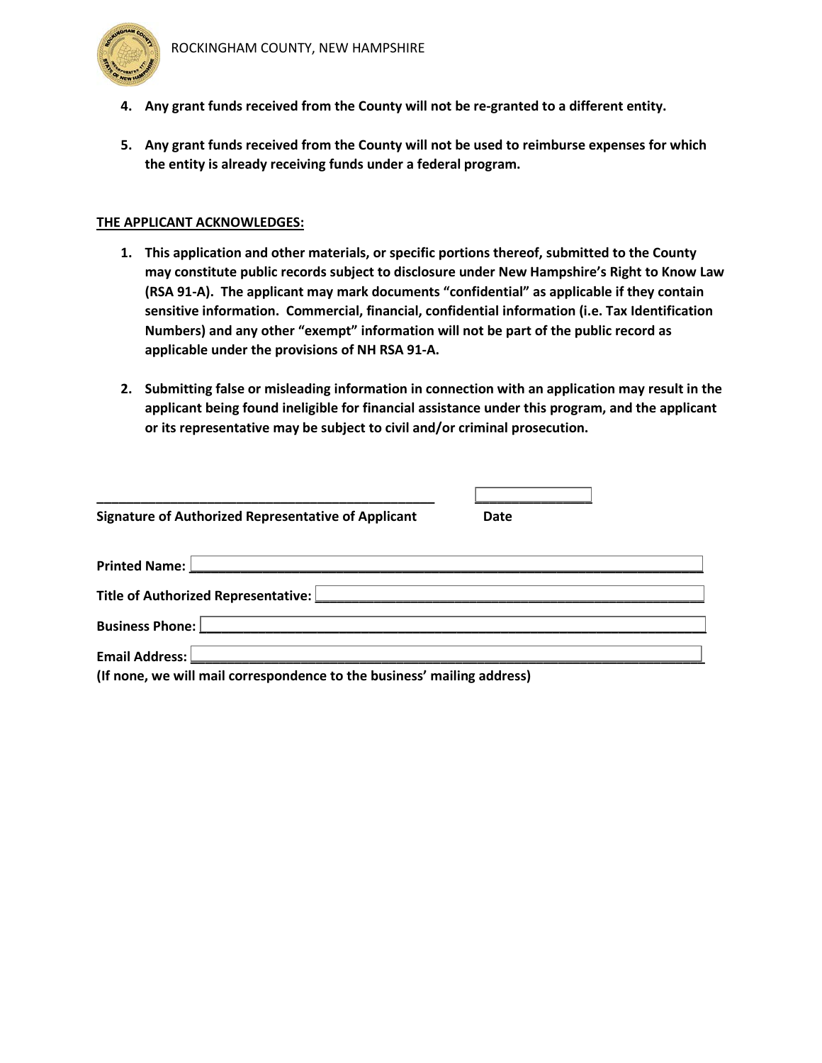4. **Any grant funds received from the County will not be re-granted to a different entity.**

5. **Any grant funds received from the County will not be used to reimburse expenses for which the entity is already receiving funds under a federal program.**

**THE APPLICANT ACKNOWLEDGES:**

1. **This application and other materials, or specific portions thereof, submitted to the County may constitute public records subject to disclosure under New Hampshire's Right to Know Law (RSA 91-A). The applicant may mark documents "confidential" as applicable if they contain sensitive information. Commercial, financial, confidential information (i.e. Tax Identification Numbers) and any other "exempt" information will not be part of the public record as applicable under the provisions of NH RSA 91-A.**

2. **Submitting false or misleading information in connection with an application may result in the applicant being found ineligible for financial assistance under this program, and the applicant or its representative may be subject to civil and/or criminal prosecution.**

______________________________________________ ______________

**Signature of Authorized Representative of Applicant** **Date**

**Printed Name:** ______________________________________________

**Title of Authorized Representative:** ______________________________________________

**Business Phone:** ______________________________________________

**Email Address:** ______________________________________________

**(If none, we will mail correspondence to the business' mailing address)**